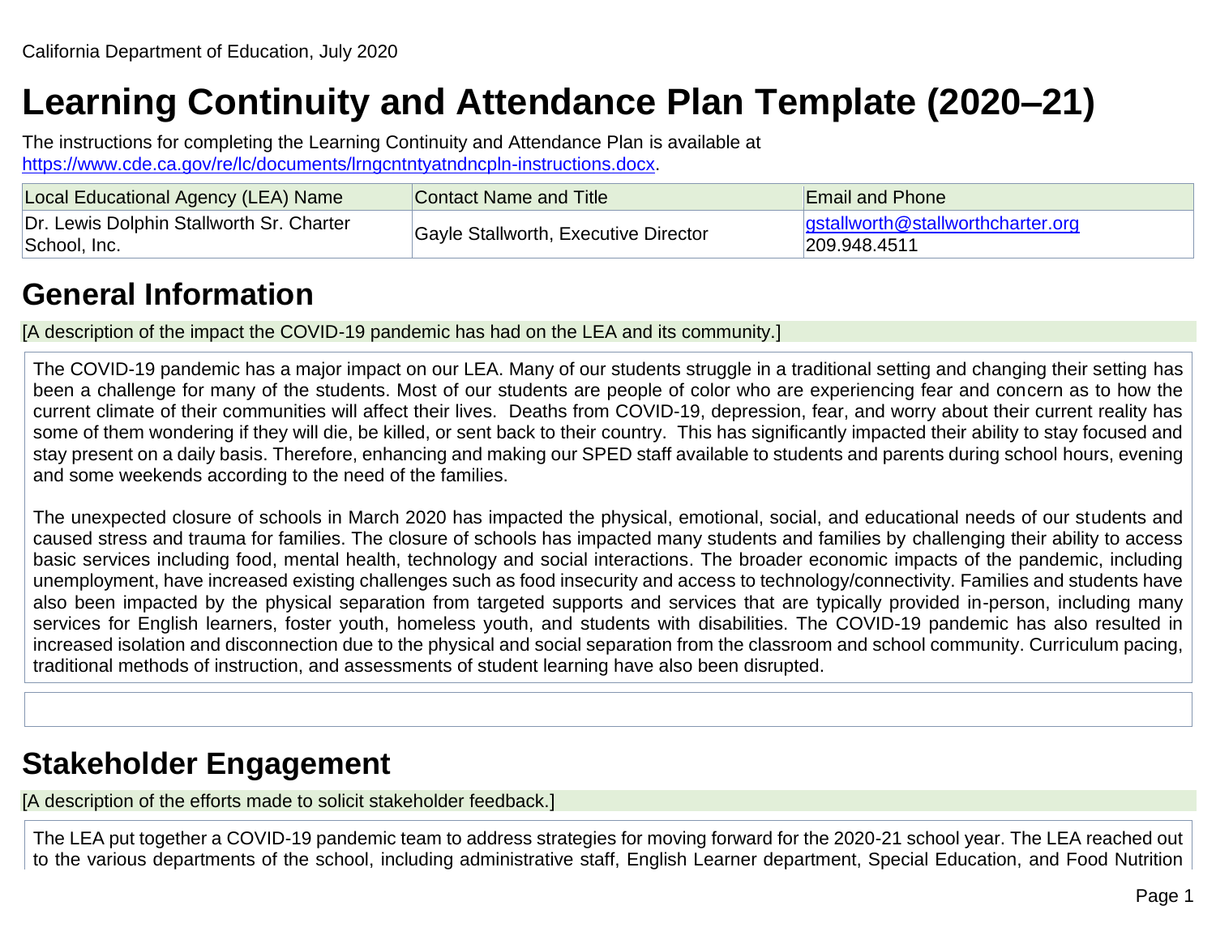California Department of Education, July 2020

# Learning Continuity and Attendance Plan Template (2020–21)

The instructions for completing the Learning Continuity and Attendance Plan is available at https://www.cde.ca.gov/re/lc/documents/lrngcntntyatndncpln-instructions.docx.

| Local Educational Agency (LEA) Name | Contact Name and Title | Email and Phone |
|---|---|---|
| Dr. Lewis Dolphin Stallworth Sr. Charter School, Inc. | Gayle Stallworth, Executive Director | gstallworth@stallworthcharter.org 209.948.4511 |

## General Information

[A description of the impact the COVID-19 pandemic has had on the LEA and its community.]

The COVID-19 pandemic has a major impact on our LEA. Many of our students struggle in a traditional setting and changing their setting has been a challenge for many of the students. Most of our students are people of color who are experiencing fear and concern as to how the current climate of their communities will affect their lives. Deaths from COVID-19, depression, fear, and worry about their current reality has some of them wondering if they will die, be killed, or sent back to their country. This has significantly impacted their ability to stay focused and stay present on a daily basis. Therefore, enhancing and making our SPED staff available to students and parents during school hours, evening and some weekends according to the need of the families.

The unexpected closure of schools in March 2020 has impacted the physical, emotional, social, and educational needs of our students and caused stress and trauma for families. The closure of schools has impacted many students and families by challenging their ability to access basic services including food, mental health, technology and social interactions. The broader economic impacts of the pandemic, including unemployment, have increased existing challenges such as food insecurity and access to technology/connectivity. Families and students have also been impacted by the physical separation from targeted supports and services that are typically provided in-person, including many services for English learners, foster youth, homeless youth, and students with disabilities. The COVID-19 pandemic has also resulted in increased isolation and disconnection due to the physical and social separation from the classroom and school community. Curriculum pacing, traditional methods of instruction, and assessments of student learning have also been disrupted.

## Stakeholder Engagement

[A description of the efforts made to solicit stakeholder feedback.]

The LEA put together a COVID-19 pandemic team to address strategies for moving forward for the 2020-21 school year. The LEA reached out to the various departments of the school, including administrative staff, English Learner department, Special Education, and Food Nutrition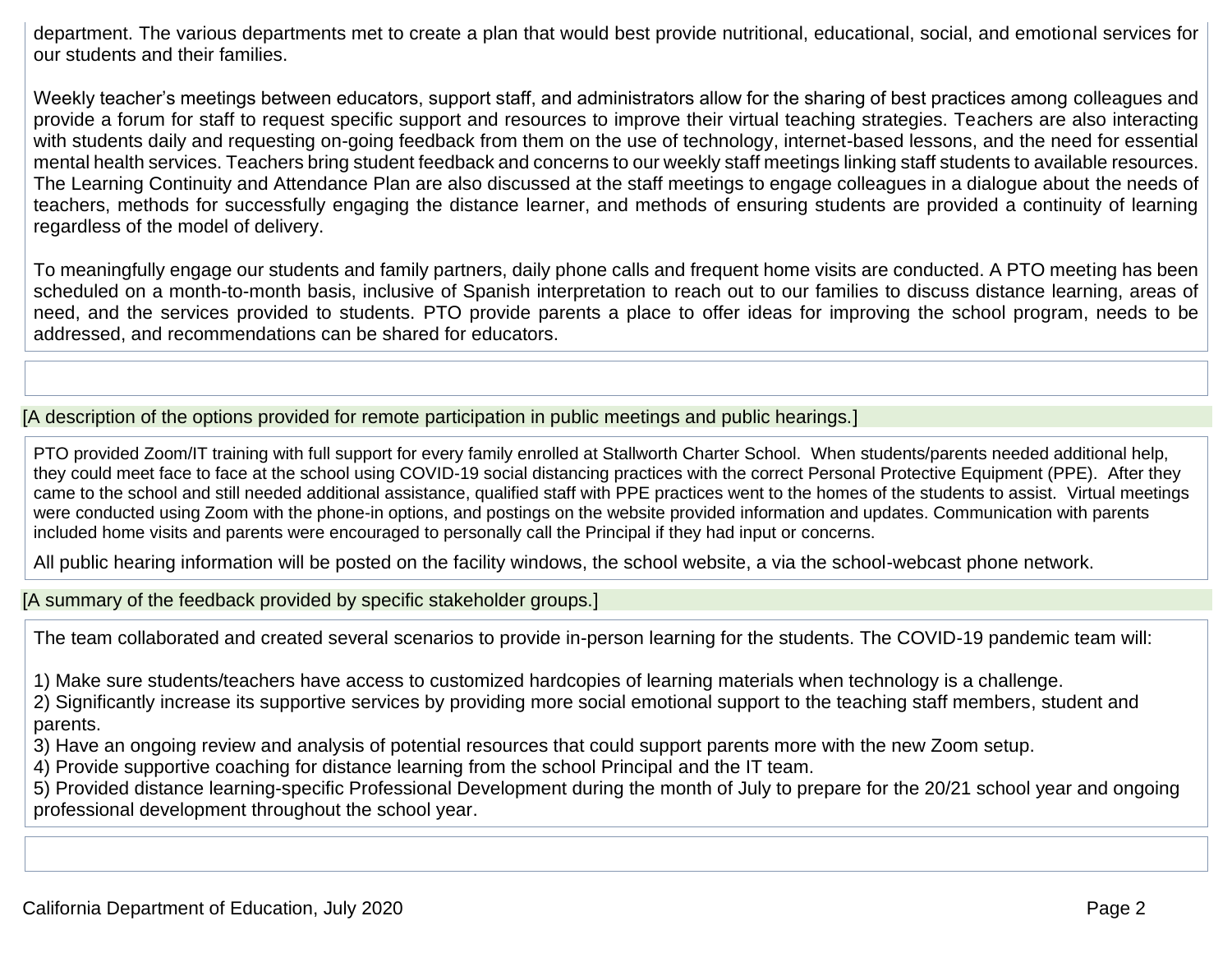department. The various departments met to create a plan that would best provide nutritional, educational, social, and emotional services for our students and their families.

Weekly teacher's meetings between educators, support staff, and administrators allow for the sharing of best practices among colleagues and provide a forum for staff to request specific support and resources to improve their virtual teaching strategies. Teachers are also interacting with students daily and requesting on-going feedback from them on the use of technology, internet-based lessons, and the need for essential mental health services. Teachers bring student feedback and concerns to our weekly staff meetings linking staff students to available resources. The Learning Continuity and Attendance Plan are also discussed at the staff meetings to engage colleagues in a dialogue about the needs of teachers, methods for successfully engaging the distance learner, and methods of ensuring students are provided a continuity of learning regardless of the model of delivery.

To meaningfully engage our students and family partners, daily phone calls and frequent home visits are conducted. A PTO meeting has been scheduled on a month-to-month basis, inclusive of Spanish interpretation to reach out to our families to discuss distance learning, areas of need, and the services provided to students. PTO provide parents a place to offer ideas for improving the school program, needs to be addressed, and recommendations can be shared for educators.

[A description of the options provided for remote participation in public meetings and public hearings.]

PTO provided Zoom/IT training with full support for every family enrolled at Stallworth Charter School. When students/parents needed additional help, they could meet face to face at the school using COVID-19 social distancing practices with the correct Personal Protective Equipment (PPE). After they came to the school and still needed additional assistance, qualified staff with PPE practices went to the homes of the students to assist. Virtual meetings were conducted using Zoom with the phone-in options, and postings on the website provided information and updates. Communication with parents included home visits and parents were encouraged to personally call the Principal if they had input or concerns.

All public hearing information will be posted on the facility windows, the school website, a via the school-webcast phone network.

[A summary of the feedback provided by specific stakeholder groups.]

The team collaborated and created several scenarios to provide in-person learning for the students. The COVID-19 pandemic team will:

1) Make sure students/teachers have access to customized hardcopies of learning materials when technology is a challenge.
2) Significantly increase its supportive services by providing more social emotional support to the teaching staff members, student and parents.
3) Have an ongoing review and analysis of potential resources that could support parents more with the new Zoom setup.
4) Provide supportive coaching for distance learning from the school Principal and the IT team.
5) Provided distance learning-specific Professional Development during the month of July to prepare for the 20/21 school year and ongoing professional development throughout the school year.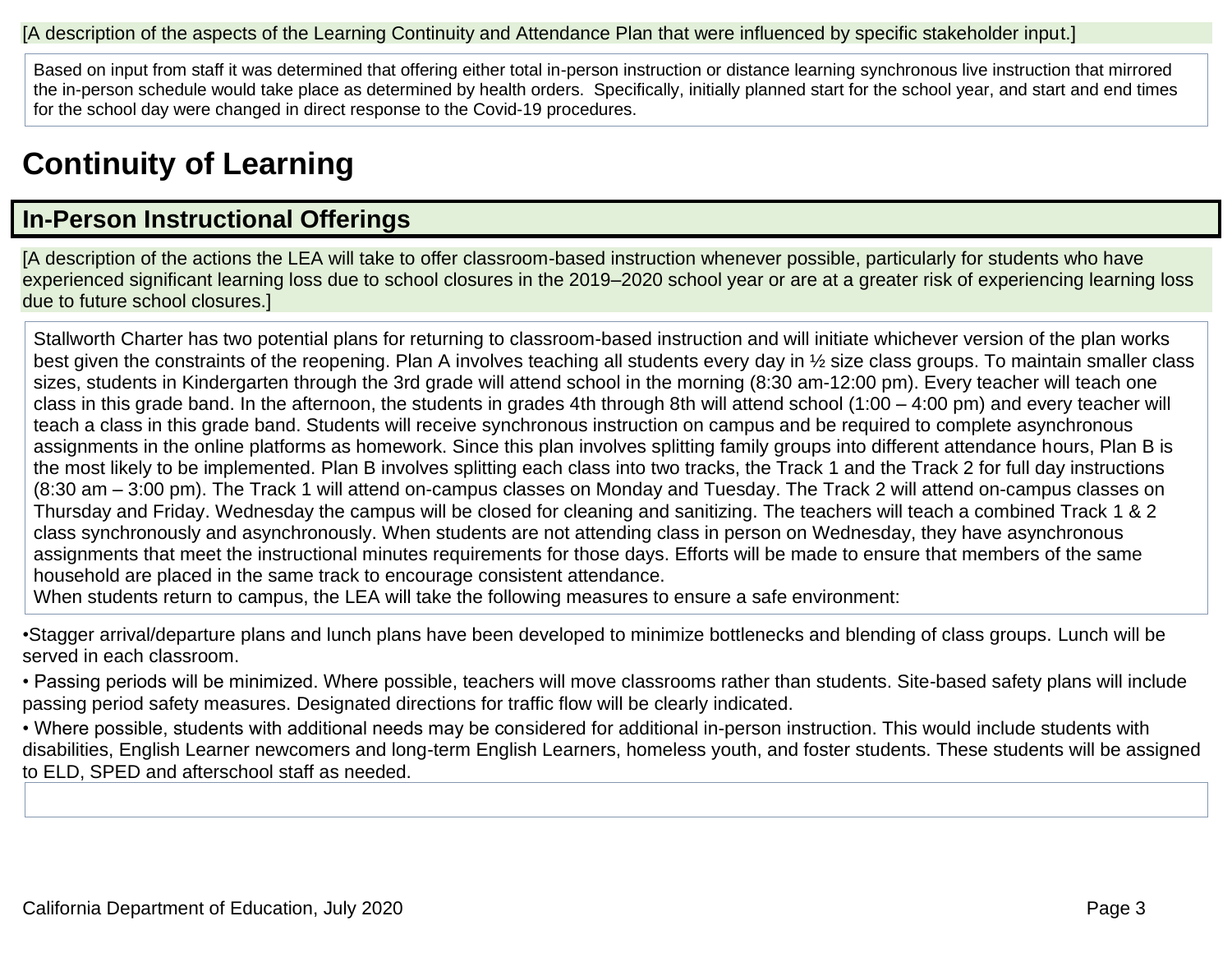[A description of the aspects of the Learning Continuity and Attendance Plan that were influenced by specific stakeholder input.]

Based on input from staff it was determined that offering either total in-person instruction or distance learning synchronous live instruction that mirrored the in-person schedule would take place as determined by health orders. Specifically, initially planned start for the school year, and start and end times for the school day were changed in direct response to the Covid-19 procedures.

# Continuity of Learning

## In-Person Instructional Offerings

[A description of the actions the LEA will take to offer classroom-based instruction whenever possible, particularly for students who have experienced significant learning loss due to school closures in the 2019–2020 school year or are at a greater risk of experiencing learning loss due to future school closures.]

Stallworth Charter has two potential plans for returning to classroom-based instruction and will initiate whichever version of the plan works best given the constraints of the reopening. Plan A involves teaching all students every day in ½ size class groups. To maintain smaller class sizes, students in Kindergarten through the 3rd grade will attend school in the morning (8:30 am-12:00 pm). Every teacher will teach one class in this grade band. In the afternoon, the students in grades 4th through 8th will attend school (1:00 – 4:00 pm) and every teacher will teach a class in this grade band. Students will receive synchronous instruction on campus and be required to complete asynchronous assignments in the online platforms as homework. Since this plan involves splitting family groups into different attendance hours, Plan B is the most likely to be implemented. Plan B involves splitting each class into two tracks, the Track 1 and the Track 2 for full day instructions (8:30 am – 3:00 pm). The Track 1 will attend on-campus classes on Monday and Tuesday. The Track 2 will attend on-campus classes on Thursday and Friday. Wednesday the campus will be closed for cleaning and sanitizing. The teachers will teach a combined Track 1 & 2 class synchronously and asynchronously. When students are not attending class in person on Wednesday, they have asynchronous assignments that meet the instructional minutes requirements for those days. Efforts will be made to ensure that members of the same household are placed in the same track to encourage consistent attendance.
When students return to campus, the LEA will take the following measures to ensure a safe environment:

- Stagger arrival/departure plans and lunch plans have been developed to minimize bottlenecks and blending of class groups. Lunch will be served in each classroom.
- Passing periods will be minimized. Where possible, teachers will move classrooms rather than students. Site-based safety plans will include passing period safety measures. Designated directions for traffic flow will be clearly indicated.
- Where possible, students with additional needs may be considered for additional in-person instruction. This would include students with disabilities, English Learner newcomers and long-term English Learners, homeless youth, and foster students. These students will be assigned to ELD, SPED and afterschool staff as needed.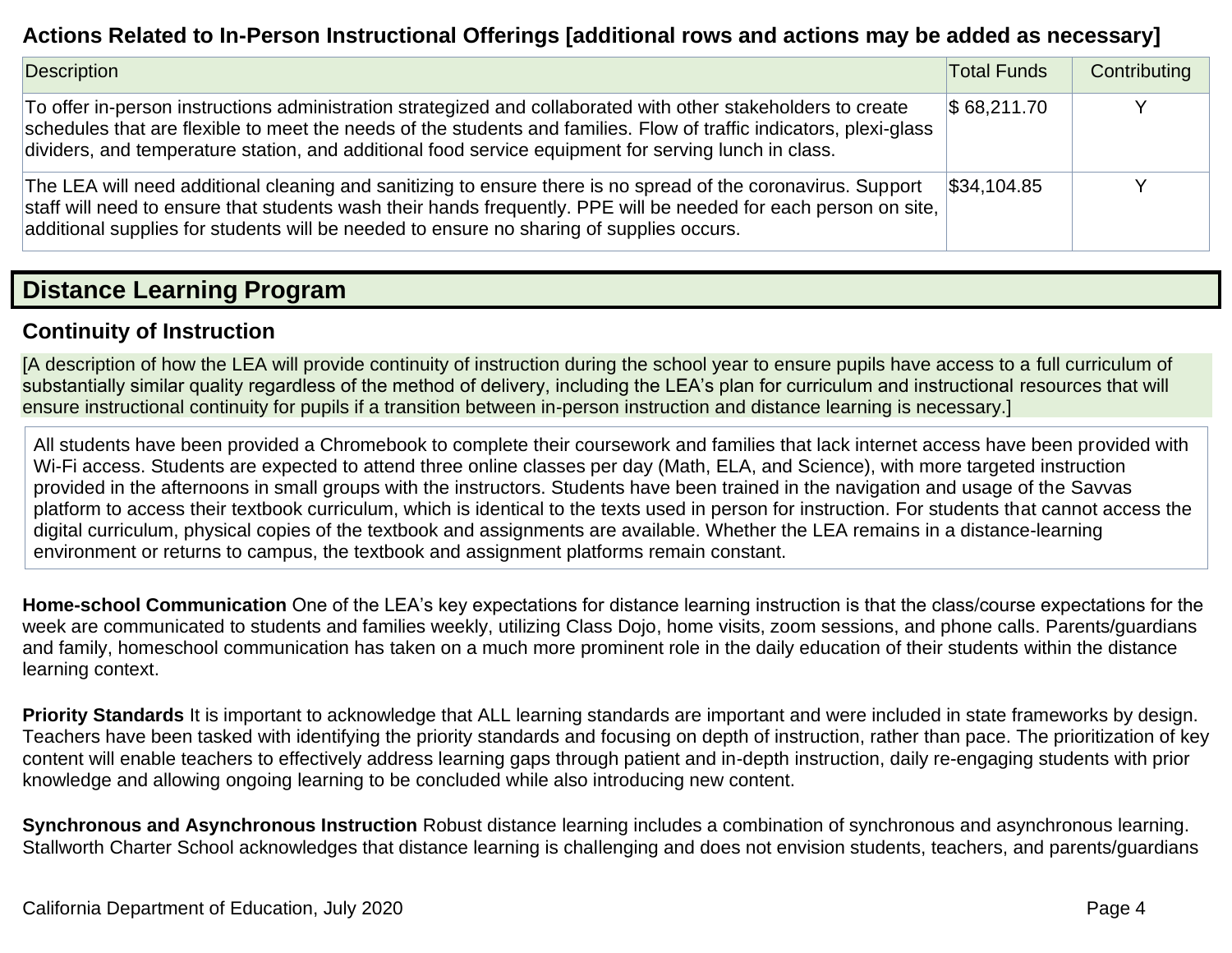### Actions Related to In-Person Instructional Offerings [additional rows and actions may be added as necessary]

| Description | Total Funds | Contributing |
|---|---|---|
| To offer in-person instructions administration strategized and collaborated with other stakeholders to create schedules that are flexible to meet the needs of the students and families. Flow of traffic indicators, plexi-glass dividers, and temperature station, and additional food service equipment for serving lunch in class. | $ 68,211.70 | Y |
| The LEA will need additional cleaning and sanitizing to ensure there is no spread of the coronavirus. Support staff will need to ensure that students wash their hands frequently. PPE will be needed for each person on site, additional supplies for students will be needed to ensure no sharing of supplies occurs. | $34,104.85 | Y |

## Distance Learning Program

### Continuity of Instruction

[A description of how the LEA will provide continuity of instruction during the school year to ensure pupils have access to a full curriculum of substantially similar quality regardless of the method of delivery, including the LEA's plan for curriculum and instructional resources that will ensure instructional continuity for pupils if a transition between in-person instruction and distance learning is necessary.]

All students have been provided a Chromebook to complete their coursework and families that lack internet access have been provided with Wi-Fi access. Students are expected to attend three online classes per day (Math, ELA, and Science), with more targeted instruction provided in the afternoons in small groups with the instructors. Students have been trained in the navigation and usage of the Savvas platform to access their textbook curriculum, which is identical to the texts used in person for instruction. For students that cannot access the digital curriculum, physical copies of the textbook and assignments are available. Whether the LEA remains in a distance-learning environment or returns to campus, the textbook and assignment platforms remain constant.

**Home-school Communication** One of the LEA's key expectations for distance learning instruction is that the class/course expectations for the week are communicated to students and families weekly, utilizing Class Dojo, home visits, zoom sessions, and phone calls. Parents/guardians and family, homeschool communication has taken on a much more prominent role in the daily education of their students within the distance learning context.

**Priority Standards** It is important to acknowledge that ALL learning standards are important and were included in state frameworks by design. Teachers have been tasked with identifying the priority standards and focusing on depth of instruction, rather than pace. The prioritization of key content will enable teachers to effectively address learning gaps through patient and in-depth instruction, daily re-engaging students with prior knowledge and allowing ongoing learning to be concluded while also introducing new content.

**Synchronous and Asynchronous Instruction** Robust distance learning includes a combination of synchronous and asynchronous learning. Stallworth Charter School acknowledges that distance learning is challenging and does not envision students, teachers, and parents/guardians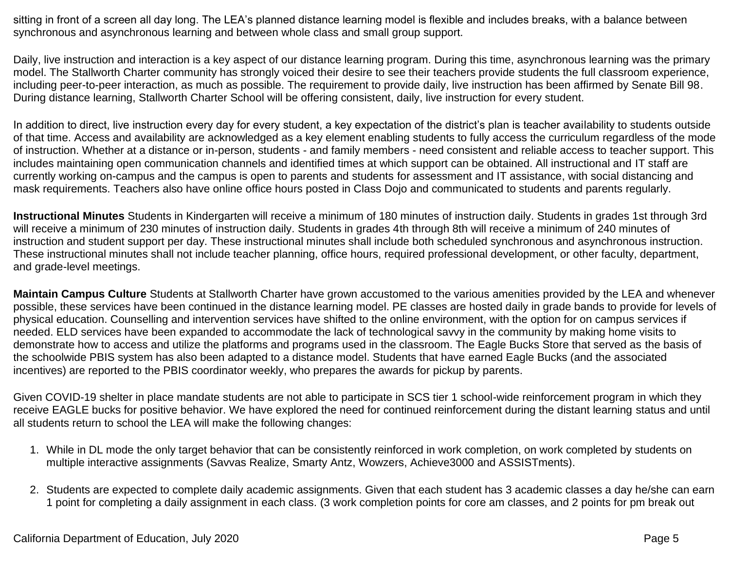sitting in front of a screen all day long. The LEA's planned distance learning model is flexible and includes breaks, with a balance between synchronous and asynchronous learning and between whole class and small group support.

Daily, live instruction and interaction is a key aspect of our distance learning program. During this time, asynchronous learning was the primary model. The Stallworth Charter community has strongly voiced their desire to see their teachers provide students the full classroom experience, including peer-to-peer interaction, as much as possible. The requirement to provide daily, live instruction has been affirmed by Senate Bill 98. During distance learning, Stallworth Charter School will be offering consistent, daily, live instruction for every student.

In addition to direct, live instruction every day for every student, a key expectation of the district's plan is teacher availability to students outside of that time. Access and availability are acknowledged as a key element enabling students to fully access the curriculum regardless of the mode of instruction. Whether at a distance or in-person, students - and family members - need consistent and reliable access to teacher support. This includes maintaining open communication channels and identified times at which support can be obtained. All instructional and IT staff are currently working on-campus and the campus is open to parents and students for assessment and IT assistance, with social distancing and mask requirements. Teachers also have online office hours posted in Class Dojo and communicated to students and parents regularly.

**Instructional Minutes** Students in Kindergarten will receive a minimum of 180 minutes of instruction daily. Students in grades 1st through 3rd will receive a minimum of 230 minutes of instruction daily. Students in grades 4th through 8th will receive a minimum of 240 minutes of instruction and student support per day. These instructional minutes shall include both scheduled synchronous and asynchronous instruction. These instructional minutes shall not include teacher planning, office hours, required professional development, or other faculty, department, and grade-level meetings.

**Maintain Campus Culture** Students at Stallworth Charter have grown accustomed to the various amenities provided by the LEA and whenever possible, these services have been continued in the distance learning model. PE classes are hosted daily in grade bands to provide for levels of physical education. Counselling and intervention services have shifted to the online environment, with the option for on campus services if needed. ELD services have been expanded to accommodate the lack of technological savvy in the community by making home visits to demonstrate how to access and utilize the platforms and programs used in the classroom. The Eagle Bucks Store that served as the basis of the schoolwide PBIS system has also been adapted to a distance model. Students that have earned Eagle Bucks (and the associated incentives) are reported to the PBIS coordinator weekly, who prepares the awards for pickup by parents.

Given COVID-19 shelter in place mandate students are not able to participate in SCS tier 1 school-wide reinforcement program in which they receive EAGLE bucks for positive behavior. We have explored the need for continued reinforcement during the distant learning status and until all students return to school the LEA will make the following changes:

1. While in DL mode the only target behavior that can be consistently reinforced in work completion, on work completed by students on multiple interactive assignments (Savvas Realize, Smarty Antz, Wowzers, Achieve3000 and ASSISTments).
2. Students are expected to complete daily academic assignments. Given that each student has 3 academic classes a day he/she can earn 1 point for completing a daily assignment in each class. (3 work completion points for core am classes, and 2 points for pm break out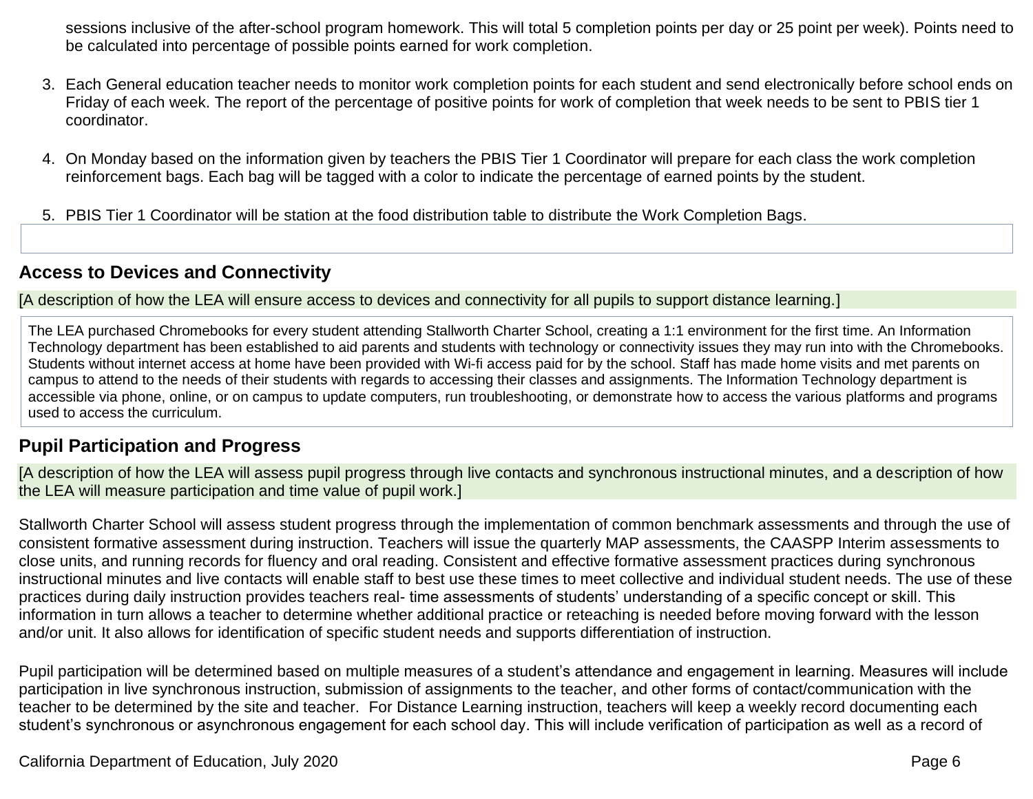sessions inclusive of the after-school program homework. This will total 5 completion points per day or 25 point per week). Points need to be calculated into percentage of possible points earned for work completion.

3. Each General education teacher needs to monitor work completion points for each student and send electronically before school ends on Friday of each week. The report of the percentage of positive points for work of completion that week needs to be sent to PBIS tier 1 coordinator.

4. On Monday based on the information given by teachers the PBIS Tier 1 Coordinator will prepare for each class the work completion reinforcement bags. Each bag will be tagged with a color to indicate the percentage of earned points by the student.

5. PBIS Tier 1 Coordinator will be station at the food distribution table to distribute the Work Completion Bags.

## Access to Devices and Connectivity

[A description of how the LEA will ensure access to devices and connectivity for all pupils to support distance learning.]

The LEA purchased Chromebooks for every student attending Stallworth Charter School, creating a 1:1 environment for the first time. An Information Technology department has been established to aid parents and students with technology or connectivity issues they may run into with the Chromebooks. Students without internet access at home have been provided with Wi-fi access paid for by the school. Staff has made home visits and met parents on campus to attend to the needs of their students with regards to accessing their classes and assignments. The Information Technology department is accessible via phone, online, or on campus to update computers, run troubleshooting, or demonstrate how to access the various platforms and programs used to access the curriculum.

## Pupil Participation and Progress

[A description of how the LEA will assess pupil progress through live contacts and synchronous instructional minutes, and a description of how the LEA will measure participation and time value of pupil work.]

Stallworth Charter School will assess student progress through the implementation of common benchmark assessments and through the use of consistent formative assessment during instruction. Teachers will issue the quarterly MAP assessments, the CAASPP Interim assessments to close units, and running records for fluency and oral reading. Consistent and effective formative assessment practices during synchronous instructional minutes and live contacts will enable staff to best use these times to meet collective and individual student needs. The use of these practices during daily instruction provides teachers real- time assessments of students' understanding of a specific concept or skill. This information in turn allows a teacher to determine whether additional practice or reteaching is needed before moving forward with the lesson and/or unit. It also allows for identification of specific student needs and supports differentiation of instruction.

Pupil participation will be determined based on multiple measures of a student's attendance and engagement in learning. Measures will include participation in live synchronous instruction, submission of assignments to the teacher, and other forms of contact/communication with the teacher to be determined by the site and teacher. For Distance Learning instruction, teachers will keep a weekly record documenting each student's synchronous or asynchronous engagement for each school day. This will include verification of participation as well as a record of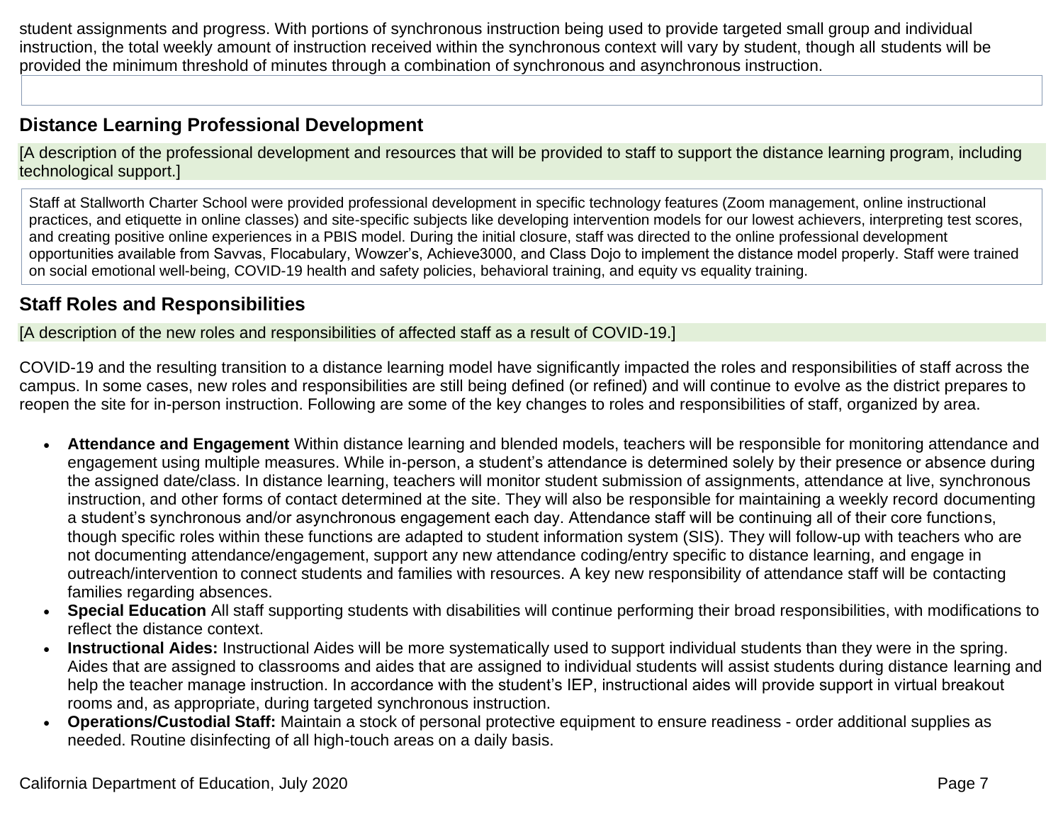student assignments and progress. With portions of synchronous instruction being used to provide targeted small group and individual instruction, the total weekly amount of instruction received within the synchronous context will vary by student, though all students will be provided the minimum threshold of minutes through a combination of synchronous and asynchronous instruction.

## Distance Learning Professional Development

[A description of the professional development and resources that will be provided to staff to support the distance learning program, including technological support.]

Staff at Stallworth Charter School were provided professional development in specific technology features (Zoom management, online instructional practices, and etiquette in online classes) and site-specific subjects like developing intervention models for our lowest achievers, interpreting test scores, and creating positive online experiences in a PBIS model. During the initial closure, staff was directed to the online professional development opportunities available from Savvas, Flocabulary, Wowzer's, Achieve3000, and Class Dojo to implement the distance model properly. Staff were trained on social emotional well-being, COVID-19 health and safety policies, behavioral training, and equity vs equality training.

## Staff Roles and Responsibilities

[A description of the new roles and responsibilities of affected staff as a result of COVID-19.]

COVID-19 and the resulting transition to a distance learning model have significantly impacted the roles and responsibilities of staff across the campus. In some cases, new roles and responsibilities are still being defined (or refined) and will continue to evolve as the district prepares to reopen the site for in-person instruction. Following are some of the key changes to roles and responsibilities of staff, organized by area.

- **Attendance and Engagement** Within distance learning and blended models, teachers will be responsible for monitoring attendance and engagement using multiple measures. While in-person, a student's attendance is determined solely by their presence or absence during the assigned date/class. In distance learning, teachers will monitor student submission of assignments, attendance at live, synchronous instruction, and other forms of contact determined at the site. They will also be responsible for maintaining a weekly record documenting a student's synchronous and/or asynchronous engagement each day. Attendance staff will be continuing all of their core functions, though specific roles within these functions are adapted to student information system (SIS). They will follow-up with teachers who are not documenting attendance/engagement, support any new attendance coding/entry specific to distance learning, and engage in outreach/intervention to connect students and families with resources. A key new responsibility of attendance staff will be contacting families regarding absences.
- **Special Education** All staff supporting students with disabilities will continue performing their broad responsibilities, with modifications to reflect the distance context.
- **Instructional Aides:** Instructional Aides will be more systematically used to support individual students than they were in the spring. Aides that are assigned to classrooms and aides that are assigned to individual students will assist students during distance learning and help the teacher manage instruction. In accordance with the student's IEP, instructional aides will provide support in virtual breakout rooms and, as appropriate, during targeted synchronous instruction.
- **Operations/Custodial Staff:** Maintain a stock of personal protective equipment to ensure readiness - order additional supplies as needed. Routine disinfecting of all high-touch areas on a daily basis.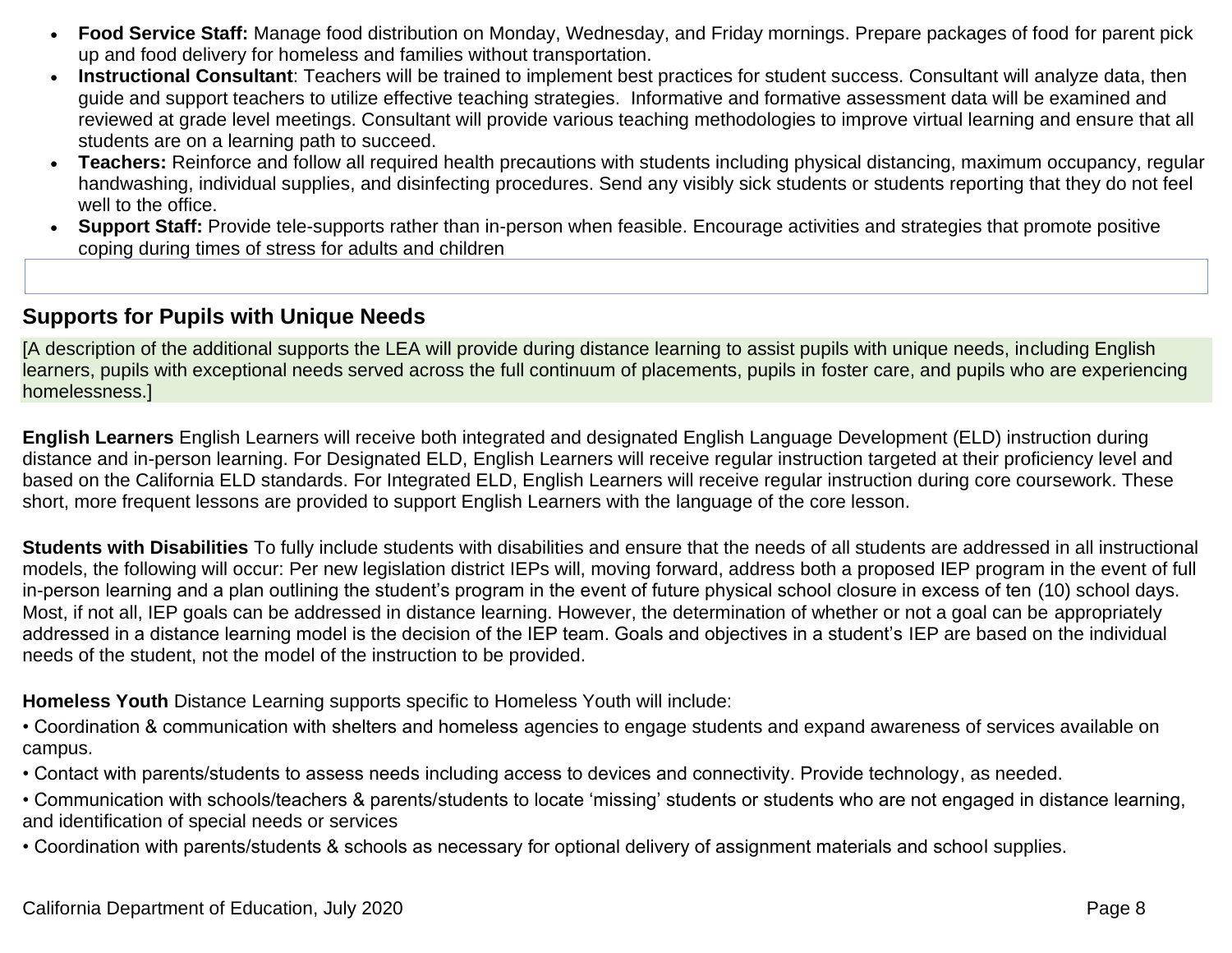- **Food Service Staff:** Manage food distribution on Monday, Wednesday, and Friday mornings. Prepare packages of food for parent pick up and food delivery for homeless and families without transportation.
- **Instructional Consultant**: Teachers will be trained to implement best practices for student success. Consultant will analyze data, then guide and support teachers to utilize effective teaching strategies. Informative and formative assessment data will be examined and reviewed at grade level meetings. Consultant will provide various teaching methodologies to improve virtual learning and ensure that all students are on a learning path to succeed.
- **Teachers:** Reinforce and follow all required health precautions with students including physical distancing, maximum occupancy, regular handwashing, individual supplies, and disinfecting procedures. Send any visibly sick students or students reporting that they do not feel well to the office.
- **Support Staff:** Provide tele-supports rather than in-person when feasible. Encourage activities and strategies that promote positive coping during times of stress for adults and children

## Supports for Pupils with Unique Needs

[A description of the additional supports the LEA will provide during distance learning to assist pupils with unique needs, including English learners, pupils with exceptional needs served across the full continuum of placements, pupils in foster care, and pupils who are experiencing homelessness.]

**English Learners** English Learners will receive both integrated and designated English Language Development (ELD) instruction during distance and in-person learning. For Designated ELD, English Learners will receive regular instruction targeted at their proficiency level and based on the California ELD standards. For Integrated ELD, English Learners will receive regular instruction during core coursework. These short, more frequent lessons are provided to support English Learners with the language of the core lesson.

**Students with Disabilities** To fully include students with disabilities and ensure that the needs of all students are addressed in all instructional models, the following will occur: Per new legislation district IEPs will, moving forward, address both a proposed IEP program in the event of full in-person learning and a plan outlining the student's program in the event of future physical school closure in excess of ten (10) school days. Most, if not all, IEP goals can be addressed in distance learning. However, the determination of whether or not a goal can be appropriately addressed in a distance learning model is the decision of the IEP team. Goals and objectives in a student's IEP are based on the individual needs of the student, not the model of the instruction to be provided.

**Homeless Youth** Distance Learning supports specific to Homeless Youth will include:

• Coordination & communication with shelters and homeless agencies to engage students and expand awareness of services available on campus.

• Contact with parents/students to assess needs including access to devices and connectivity. Provide technology, as needed.

• Communication with schools/teachers & parents/students to locate 'missing' students or students who are not engaged in distance learning, and identification of special needs or services

• Coordination with parents/students & schools as necessary for optional delivery of assignment materials and school supplies.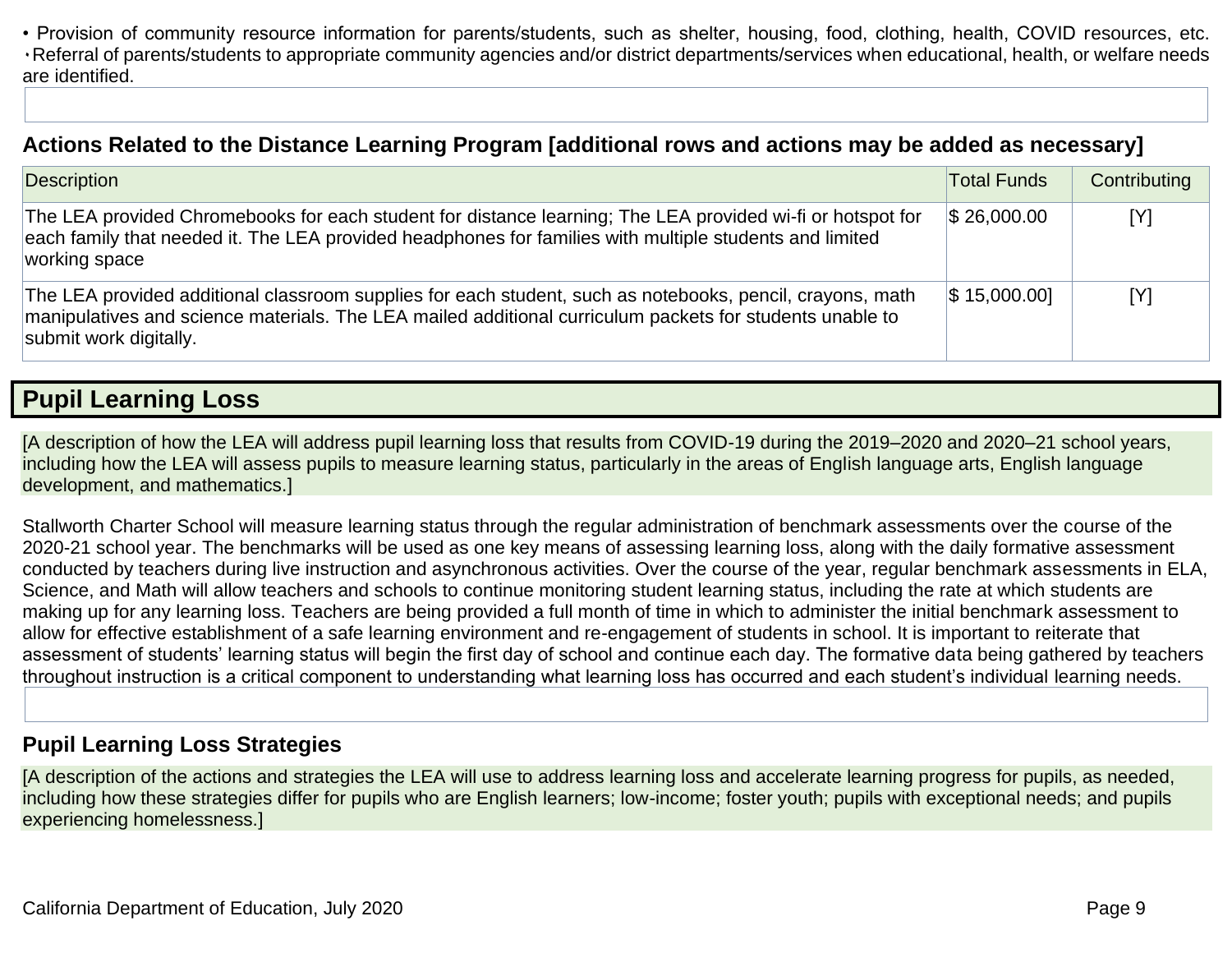• Provision of community resource information for parents/students, such as shelter, housing, food, clothing, health, COVID resources, etc.
• Referral of parents/students to appropriate community agencies and/or district departments/services when educational, health, or welfare needs are identified.

### Actions Related to the Distance Learning Program [additional rows and actions may be added as necessary]

| Description | Total Funds | Contributing |
|---|---|---|
| The LEA provided Chromebooks for each student for distance learning; The LEA provided wi-fi or hotspot for each family that needed it. The LEA provided headphones for families with multiple students and limited working space | $ 26,000.00 | [Y] |
| The LEA provided additional classroom supplies for each student, such as notebooks, pencil, crayons, math manipulatives and science materials. The LEA mailed additional curriculum packets for students unable to submit work digitally. | $ 15,000.00] | [Y] |

## Pupil Learning Loss

[A description of how the LEA will address pupil learning loss that results from COVID-19 during the 2019–2020 and 2020–21 school years, including how the LEA will assess pupils to measure learning status, particularly in the areas of English language arts, English language development, and mathematics.]

Stallworth Charter School will measure learning status through the regular administration of benchmark assessments over the course of the 2020-21 school year. The benchmarks will be used as one key means of assessing learning loss, along with the daily formative assessment conducted by teachers during live instruction and asynchronous activities. Over the course of the year, regular benchmark assessments in ELA, Science, and Math will allow teachers and schools to continue monitoring student learning status, including the rate at which students are making up for any learning loss. Teachers are being provided a full month of time in which to administer the initial benchmark assessment to allow for effective establishment of a safe learning environment and re-engagement of students in school. It is important to reiterate that assessment of students' learning status will begin the first day of school and continue each day. The formative data being gathered by teachers throughout instruction is a critical component to understanding what learning loss has occurred and each student's individual learning needs.

### Pupil Learning Loss Strategies

[A description of the actions and strategies the LEA will use to address learning loss and accelerate learning progress for pupils, as needed, including how these strategies differ for pupils who are English learners; low-income; foster youth; pupils with exceptional needs; and pupils experiencing homelessness.]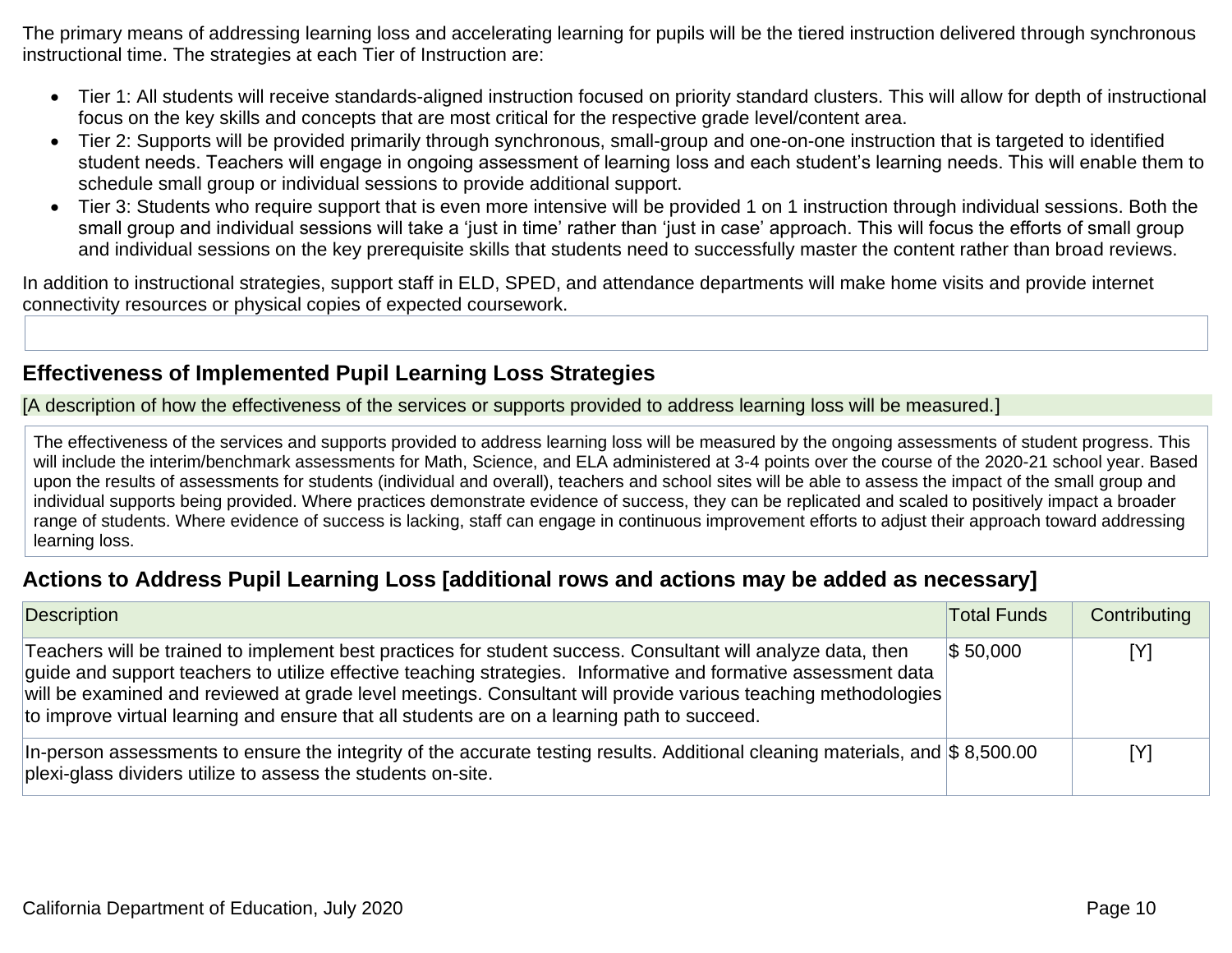The primary means of addressing learning loss and accelerating learning for pupils will be the tiered instruction delivered through synchronous instructional time. The strategies at each Tier of Instruction are:

- Tier 1: All students will receive standards-aligned instruction focused on priority standard clusters. This will allow for depth of instructional focus on the key skills and concepts that are most critical for the respective grade level/content area.
- Tier 2: Supports will be provided primarily through synchronous, small-group and one-on-one instruction that is targeted to identified student needs. Teachers will engage in ongoing assessment of learning loss and each student's learning needs. This will enable them to schedule small group or individual sessions to provide additional support.
- Tier 3: Students who require support that is even more intensive will be provided 1 on 1 instruction through individual sessions. Both the small group and individual sessions will take a 'just in time' rather than 'just in case' approach. This will focus the efforts of small group and individual sessions on the key prerequisite skills that students need to successfully master the content rather than broad reviews.

In addition to instructional strategies, support staff in ELD, SPED, and attendance departments will make home visits and provide internet connectivity resources or physical copies of expected coursework.

## Effectiveness of Implemented Pupil Learning Loss Strategies

[A description of how the effectiveness of the services or supports provided to address learning loss will be measured.]

The effectiveness of the services and supports provided to address learning loss will be measured by the ongoing assessments of student progress. This will include the interim/benchmark assessments for Math, Science, and ELA administered at 3-4 points over the course of the 2020-21 school year. Based upon the results of assessments for students (individual and overall), teachers and school sites will be able to assess the impact of the small group and individual supports being provided. Where practices demonstrate evidence of success, they can be replicated and scaled to positively impact a broader range of students. Where evidence of success is lacking, staff can engage in continuous improvement efforts to adjust their approach toward addressing learning loss.

## Actions to Address Pupil Learning Loss [additional rows and actions may be added as necessary]

| Description | Total Funds | Contributing |
|---|---|---|
| Teachers will be trained to implement best practices for student success. Consultant will analyze data, then guide and support teachers to utilize effective teaching strategies. Informative and formative assessment data will be examined and reviewed at grade level meetings. Consultant will provide various teaching methodologies to improve virtual learning and ensure that all students are on a learning path to succeed. | $ 50,000 | [Y] |
| In-person assessments to ensure the integrity of the accurate testing results. Additional cleaning materials, and plexi-glass dividers utilize to assess the students on-site. | $ 8,500.00 | [Y] |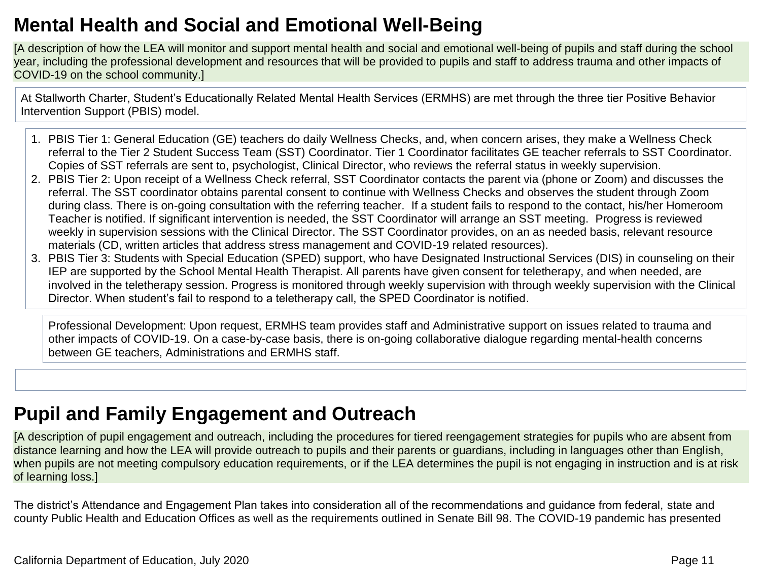## Mental Health and Social and Emotional Well-Being

[A description of how the LEA will monitor and support mental health and social and emotional well-being of pupils and staff during the school year, including the professional development and resources that will be provided to pupils and staff to address trauma and other impacts of COVID-19 on the school community.]

At Stallworth Charter, Student's Educationally Related Mental Health Services (ERMHS) are met through the three tier Positive Behavior Intervention Support (PBIS) model.

1. PBIS Tier 1: General Education (GE) teachers do daily Wellness Checks, and, when concern arises, they make a Wellness Check referral to the Tier 2 Student Success Team (SST) Coordinator. Tier 1 Coordinator facilitates GE teacher referrals to SST Coordinator. Copies of SST referrals are sent to, psychologist, Clinical Director, who reviews the referral status in weekly supervision.
2. PBIS Tier 2: Upon receipt of a Wellness Check referral, SST Coordinator contacts the parent via (phone or Zoom) and discusses the referral. The SST coordinator obtains parental consent to continue with Wellness Checks and observes the student through Zoom during class. There is on-going consultation with the referring teacher. If a student fails to respond to the contact, his/her Homeroom Teacher is notified. If significant intervention is needed, the SST Coordinator will arrange an SST meeting. Progress is reviewed weekly in supervision sessions with the Clinical Director. The SST Coordinator provides, on an as needed basis, relevant resource materials (CD, written articles that address stress management and COVID-19 related resources).
3. PBIS Tier 3: Students with Special Education (SPED) support, who have Designated Instructional Services (DIS) in counseling on their IEP are supported by the School Mental Health Therapist. All parents have given consent for teletherapy, and when needed, are involved in the teletherapy session. Progress is monitored through weekly supervision with through weekly supervision with the Clinical Director. When student's fail to respond to a teletherapy call, the SPED Coordinator is notified.

Professional Development: Upon request, ERMHS team provides staff and Administrative support on issues related to trauma and other impacts of COVID-19. On a case-by-case basis, there is on-going collaborative dialogue regarding mental-health concerns between GE teachers, Administrations and ERMHS staff.

## Pupil and Family Engagement and Outreach

[A description of pupil engagement and outreach, including the procedures for tiered reengagement strategies for pupils who are absent from distance learning and how the LEA will provide outreach to pupils and their parents or guardians, including in languages other than English, when pupils are not meeting compulsory education requirements, or if the LEA determines the pupil is not engaging in instruction and is at risk of learning loss.]

The district's Attendance and Engagement Plan takes into consideration all of the recommendations and guidance from federal, state and county Public Health and Education Offices as well as the requirements outlined in Senate Bill 98. The COVID-19 pandemic has presented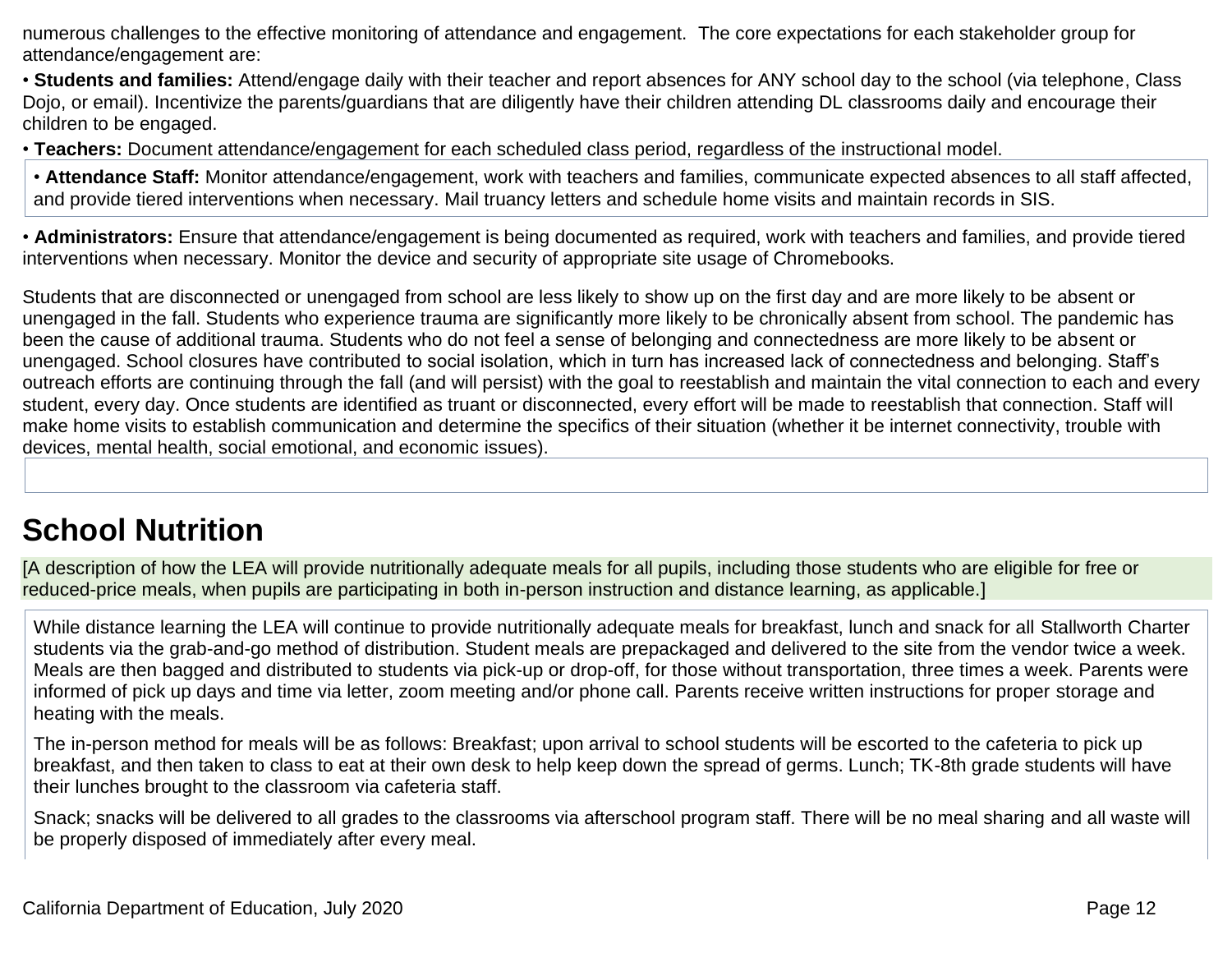numerous challenges to the effective monitoring of attendance and engagement. The core expectations for each stakeholder group for attendance/engagement are:

- **Students and families:** Attend/engage daily with their teacher and report absences for ANY school day to the school (via telephone, Class Dojo, or email). Incentivize the parents/guardians that are diligently have their children attending DL classrooms daily and encourage their children to be engaged.
- **Teachers:** Document attendance/engagement for each scheduled class period, regardless of the instructional model.
- **Attendance Staff:** Monitor attendance/engagement, work with teachers and families, communicate expected absences to all staff affected, and provide tiered interventions when necessary. Mail truancy letters and schedule home visits and maintain records in SIS.
- **Administrators:** Ensure that attendance/engagement is being documented as required, work with teachers and families, and provide tiered interventions when necessary. Monitor the device and security of appropriate site usage of Chromebooks.

Students that are disconnected or unengaged from school are less likely to show up on the first day and are more likely to be absent or unengaged in the fall. Students who experience trauma are significantly more likely to be chronically absent from school. The pandemic has been the cause of additional trauma. Students who do not feel a sense of belonging and connectedness are more likely to be absent or unengaged. School closures have contributed to social isolation, which in turn has increased lack of connectedness and belonging. Staff's outreach efforts are continuing through the fall (and will persist) with the goal to reestablish and maintain the vital connection to each and every student, every day. Once students are identified as truant or disconnected, every effort will be made to reestablish that connection. Staff will make home visits to establish communication and determine the specifics of their situation (whether it be internet connectivity, trouble with devices, mental health, social emotional, and economic issues).

## School Nutrition

[A description of how the LEA will provide nutritionally adequate meals for all pupils, including those students who are eligible for free or reduced-price meals, when pupils are participating in both in-person instruction and distance learning, as applicable.]

While distance learning the LEA will continue to provide nutritionally adequate meals for breakfast, lunch and snack for all Stallworth Charter students via the grab-and-go method of distribution. Student meals are prepackaged and delivered to the site from the vendor twice a week. Meals are then bagged and distributed to students via pick-up or drop-off, for those without transportation, three times a week. Parents were informed of pick up days and time via letter, zoom meeting and/or phone call. Parents receive written instructions for proper storage and heating with the meals.

The in-person method for meals will be as follows: Breakfast; upon arrival to school students will be escorted to the cafeteria to pick up breakfast, and then taken to class to eat at their own desk to help keep down the spread of germs. Lunch; TK-8th grade students will have their lunches brought to the classroom via cafeteria staff.

Snack; snacks will be delivered to all grades to the classrooms via afterschool program staff. There will be no meal sharing and all waste will be properly disposed of immediately after every meal.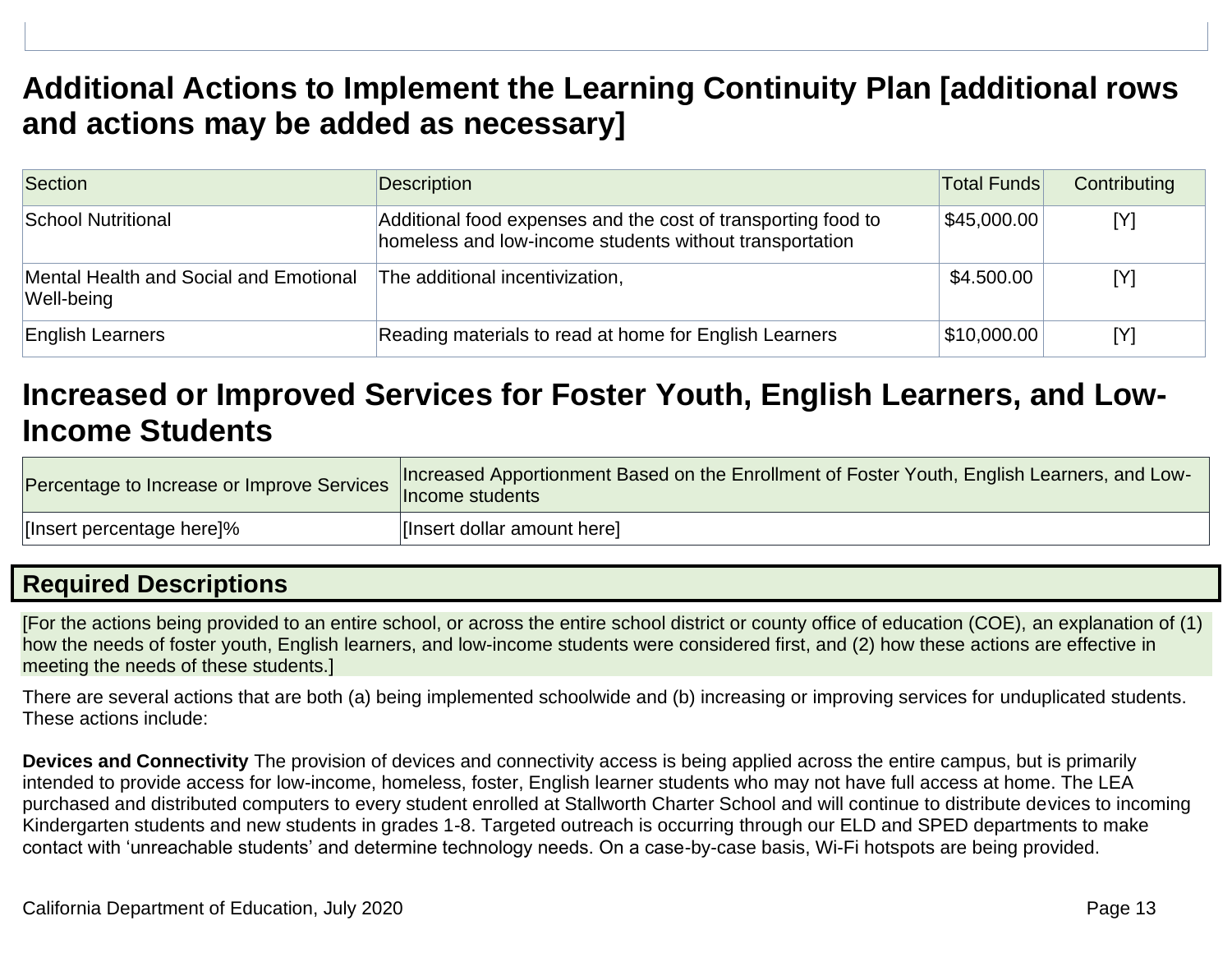## Additional Actions to Implement the Learning Continuity Plan [additional rows and actions may be added as necessary]

| Section | Description | Total Funds | Contributing |
|---|---|---|---|
| School Nutritional | Additional food expenses and the cost of transporting food to homeless and low-income students without transportation | $45,000.00 | [Y] |
| Mental Health and Social and Emotional Well-being | The additional incentivization, | $4.500.00 | [Y] |
| English Learners | Reading materials to read at home for English Learners | $10,000.00 | [Y] |

## Increased or Improved Services for Foster Youth, English Learners, and Low-Income Students

| Percentage to Increase or Improve Services | Increased Apportionment Based on the Enrollment of Foster Youth, English Learners, and Low-Income students |
|---|---|
| [Insert percentage here]% | [Insert dollar amount here] |

### Required Descriptions

[For the actions being provided to an entire school, or across the entire school district or county office of education (COE), an explanation of (1) how the needs of foster youth, English learners, and low-income students were considered first, and (2) how these actions are effective in meeting the needs of these students.]

There are several actions that are both (a) being implemented schoolwide and (b) increasing or improving services for unduplicated students. These actions include:

**Devices and Connectivity** The provision of devices and connectivity access is being applied across the entire campus, but is primarily intended to provide access for low-income, homeless, foster, English learner students who may not have full access at home. The LEA purchased and distributed computers to every student enrolled at Stallworth Charter School and will continue to distribute devices to incoming Kindergarten students and new students in grades 1-8. Targeted outreach is occurring through our ELD and SPED departments to make contact with 'unreachable students' and determine technology needs. On a case-by-case basis, Wi-Fi hotspots are being provided.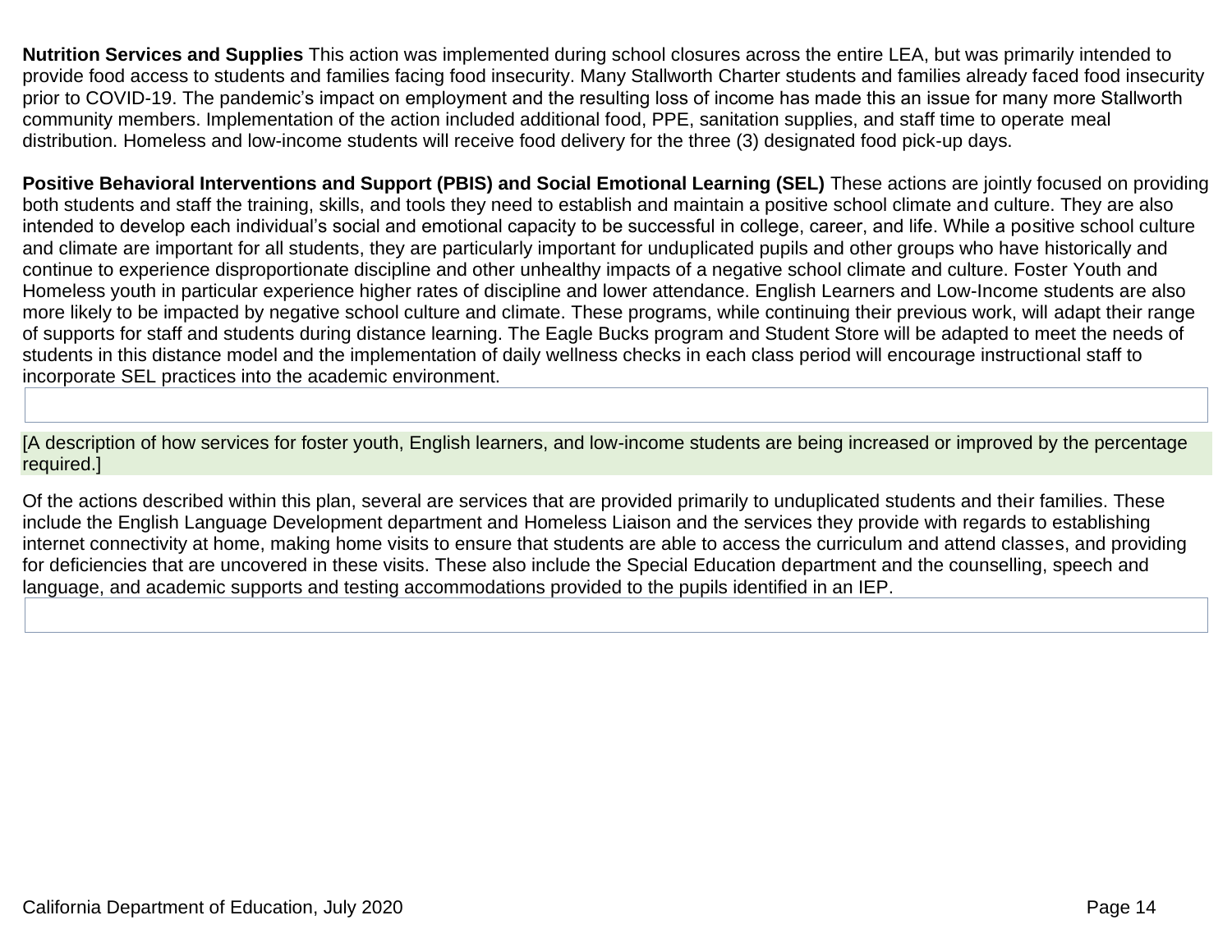**Nutrition Services and Supplies** This action was implemented during school closures across the entire LEA, but was primarily intended to provide food access to students and families facing food insecurity. Many Stallworth Charter students and families already faced food insecurity prior to COVID-19. The pandemic's impact on employment and the resulting loss of income has made this an issue for many more Stallworth community members. Implementation of the action included additional food, PPE, sanitation supplies, and staff time to operate meal distribution. Homeless and low-income students will receive food delivery for the three (3) designated food pick-up days.

**Positive Behavioral Interventions and Support (PBIS) and Social Emotional Learning (SEL)** These actions are jointly focused on providing both students and staff the training, skills, and tools they need to establish and maintain a positive school climate and culture. They are also intended to develop each individual's social and emotional capacity to be successful in college, career, and life. While a positive school culture and climate are important for all students, they are particularly important for unduplicated pupils and other groups who have historically and continue to experience disproportionate discipline and other unhealthy impacts of a negative school climate and culture. Foster Youth and Homeless youth in particular experience higher rates of discipline and lower attendance. English Learners and Low-Income students are also more likely to be impacted by negative school culture and climate. These programs, while continuing their previous work, will adapt their range of supports for staff and students during distance learning. The Eagle Bucks program and Student Store will be adapted to meet the needs of students in this distance model and the implementation of daily wellness checks in each class period will encourage instructional staff to incorporate SEL practices into the academic environment.

[A description of how services for foster youth, English learners, and low-income students are being increased or improved by the percentage required.]

Of the actions described within this plan, several are services that are provided primarily to unduplicated students and their families. These include the English Language Development department and Homeless Liaison and the services they provide with regards to establishing internet connectivity at home, making home visits to ensure that students are able to access the curriculum and attend classes, and providing for deficiencies that are uncovered in these visits. These also include the Special Education department and the counselling, speech and language, and academic supports and testing accommodations provided to the pupils identified in an IEP.